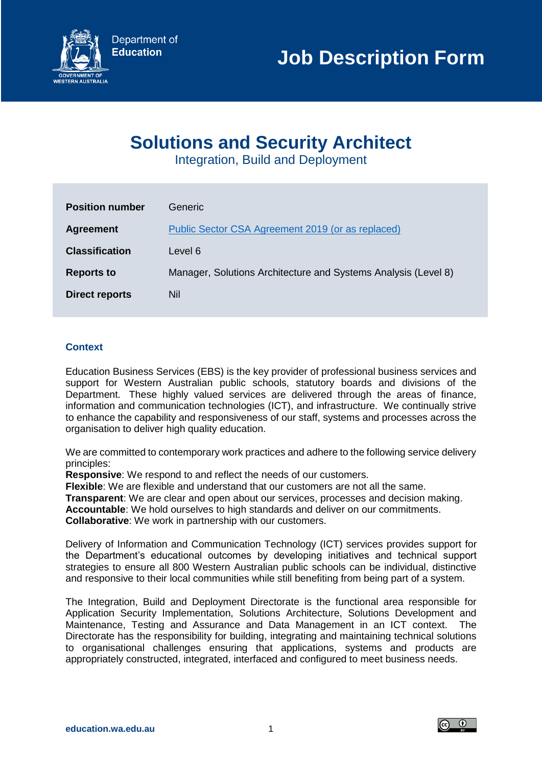Department of Education

# Job Description Form

## Solutions and Security Architect

Integration, Build and Deployment

| | |
|---|---|
| **Position number** | Generic |
| **Agreement** | [Public Sector CSA Agreement 2019 (or as replaced)] |
| **Classification** | Level 6 |
| **Reports to** | Manager, Solutions Architecture and Systems Analysis (Level 8) |
| **Direct reports** | Nil |

### Context

Education Business Services (EBS) is the key provider of professional business services and support for Western Australian public schools, statutory boards and divisions of the Department. These highly valued services are delivered through the areas of finance, information and communication technologies (ICT), and infrastructure. We continually strive to enhance the capability and responsiveness of our staff, systems and processes across the organisation to deliver high quality education.

We are committed to contemporary work practices and adhere to the following service delivery principles:
**Responsive**: We respond to and reflect the needs of our customers.
**Flexible**: We are flexible and understand that our customers are not all the same.
**Transparent**: We are clear and open about our services, processes and decision making.
**Accountable**: We hold ourselves to high standards and deliver on our commitments.
**Collaborative**: We work in partnership with our customers.

Delivery of Information and Communication Technology (ICT) services provides support for the Department's educational outcomes by developing initiatives and technical support strategies to ensure all 800 Western Australian public schools can be individual, distinctive and responsive to their local communities while still benefiting from being part of a system.

The Integration, Build and Deployment Directorate is the functional area responsible for Application Security Implementation, Solutions Architecture, Solutions Development and Maintenance, Testing and Assurance and Data Management in an ICT context. The Directorate has the responsibility for building, integrating and maintaining technical solutions to organisational challenges ensuring that applications, systems and products are appropriately constructed, integrated, interfaced and configured to meet business needs.

education.wa.edu.au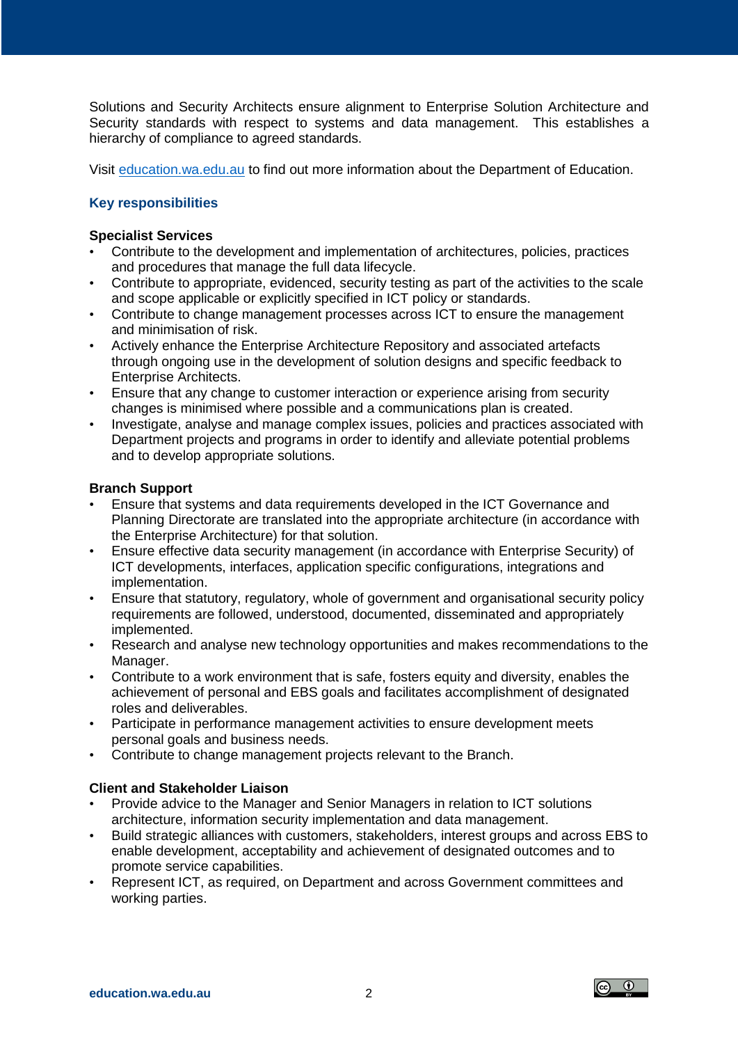Solutions and Security Architects ensure alignment to Enterprise Solution Architecture and Security standards with respect to systems and data management. This establishes a hierarchy of compliance to agreed standards.

Visit [education.wa.edu.au](http://education.wa.edu.au) to find out more information about the Department of Education.

## Key responsibilities

### Specialist Services

- Contribute to the development and implementation of architectures, policies, practices and procedures that manage the full data lifecycle.
- Contribute to appropriate, evidenced, security testing as part of the activities to the scale and scope applicable or explicitly specified in ICT policy or standards.
- Contribute to change management processes across ICT to ensure the management and minimisation of risk.
- Actively enhance the Enterprise Architecture Repository and associated artefacts through ongoing use in the development of solution designs and specific feedback to Enterprise Architects.
- Ensure that any change to customer interaction or experience arising from security changes is minimised where possible and a communications plan is created.
- Investigate, analyse and manage complex issues, policies and practices associated with Department projects and programs in order to identify and alleviate potential problems and to develop appropriate solutions.

### Branch Support

- Ensure that systems and data requirements developed in the ICT Governance and Planning Directorate are translated into the appropriate architecture (in accordance with the Enterprise Architecture) for that solution.
- Ensure effective data security management (in accordance with Enterprise Security) of ICT developments, interfaces, application specific configurations, integrations and implementation.
- Ensure that statutory, regulatory, whole of government and organisational security policy requirements are followed, understood, documented, disseminated and appropriately implemented.
- Research and analyse new technology opportunities and makes recommendations to the Manager.
- Contribute to a work environment that is safe, fosters equity and diversity, enables the achievement of personal and EBS goals and facilitates accomplishment of designated roles and deliverables.
- Participate in performance management activities to ensure development meets personal goals and business needs.
- Contribute to change management projects relevant to the Branch.

### Client and Stakeholder Liaison

- Provide advice to the Manager and Senior Managers in relation to ICT solutions architecture, information security implementation and data management.
- Build strategic alliances with customers, stakeholders, interest groups and across EBS to enable development, acceptability and achievement of designated outcomes and to promote service capabilities.
- Represent ICT, as required, on Department and across Government committees and working parties.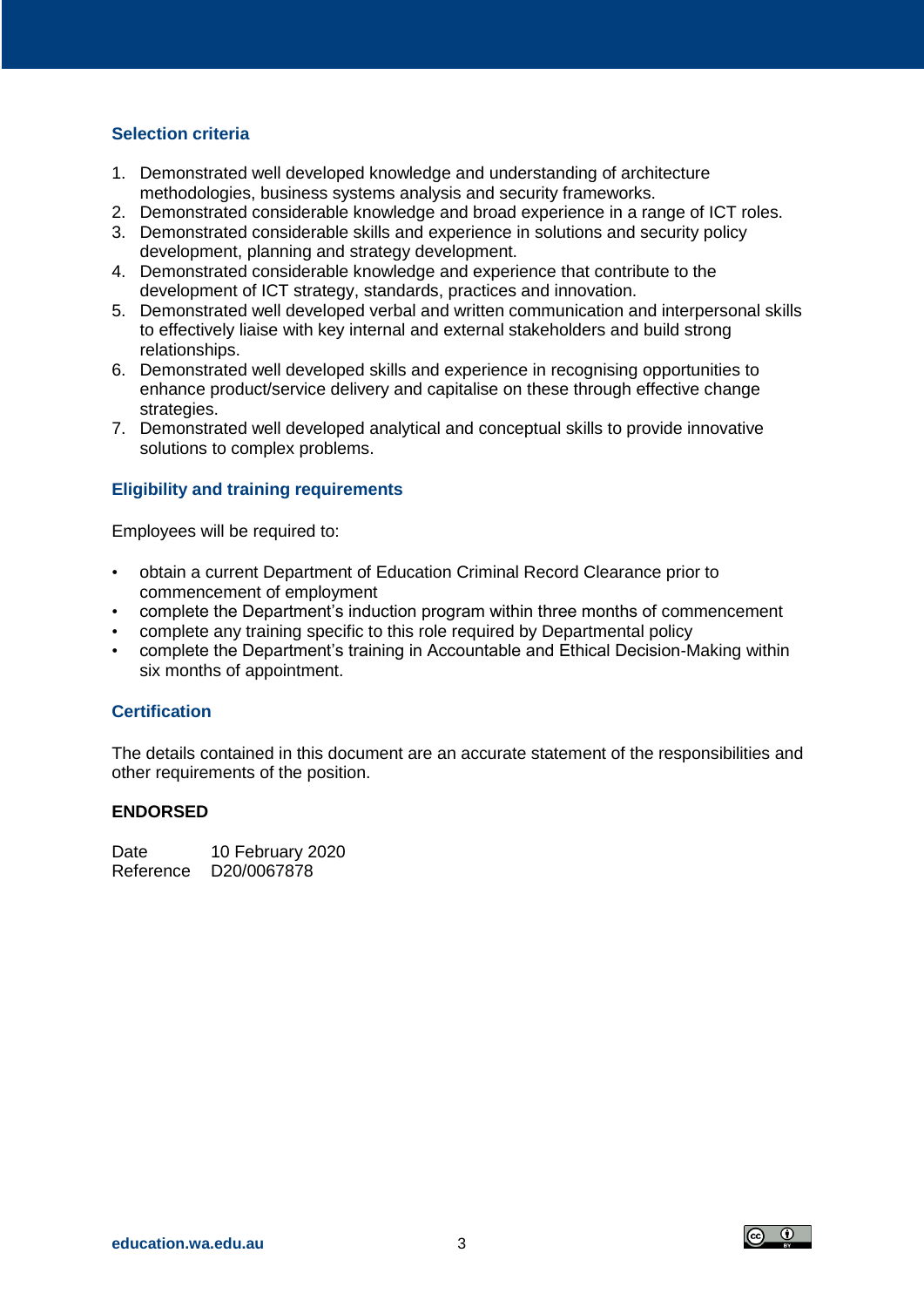## Selection criteria

1. Demonstrated well developed knowledge and understanding of architecture methodologies, business systems analysis and security frameworks.
2. Demonstrated considerable knowledge and broad experience in a range of ICT roles.
3. Demonstrated considerable skills and experience in solutions and security policy development, planning and strategy development.
4. Demonstrated considerable knowledge and experience that contribute to the development of ICT strategy, standards, practices and innovation.
5. Demonstrated well developed verbal and written communication and interpersonal skills to effectively liaise with key internal and external stakeholders and build strong relationships.
6. Demonstrated well developed skills and experience in recognising opportunities to enhance product/service delivery and capitalise on these through effective change strategies.
7. Demonstrated well developed analytical and conceptual skills to provide innovative solutions to complex problems.

## Eligibility and training requirements

Employees will be required to:

- obtain a current Department of Education Criminal Record Clearance prior to commencement of employment
- complete the Department's induction program within three months of commencement
- complete any training specific to this role required by Departmental policy
- complete the Department's training in Accountable and Ethical Decision-Making within six months of appointment.

## Certification

The details contained in this document are an accurate statement of the responsibilities and other requirements of the position.

**ENDORSED**

Date 10 February 2020
Reference D20/0067878